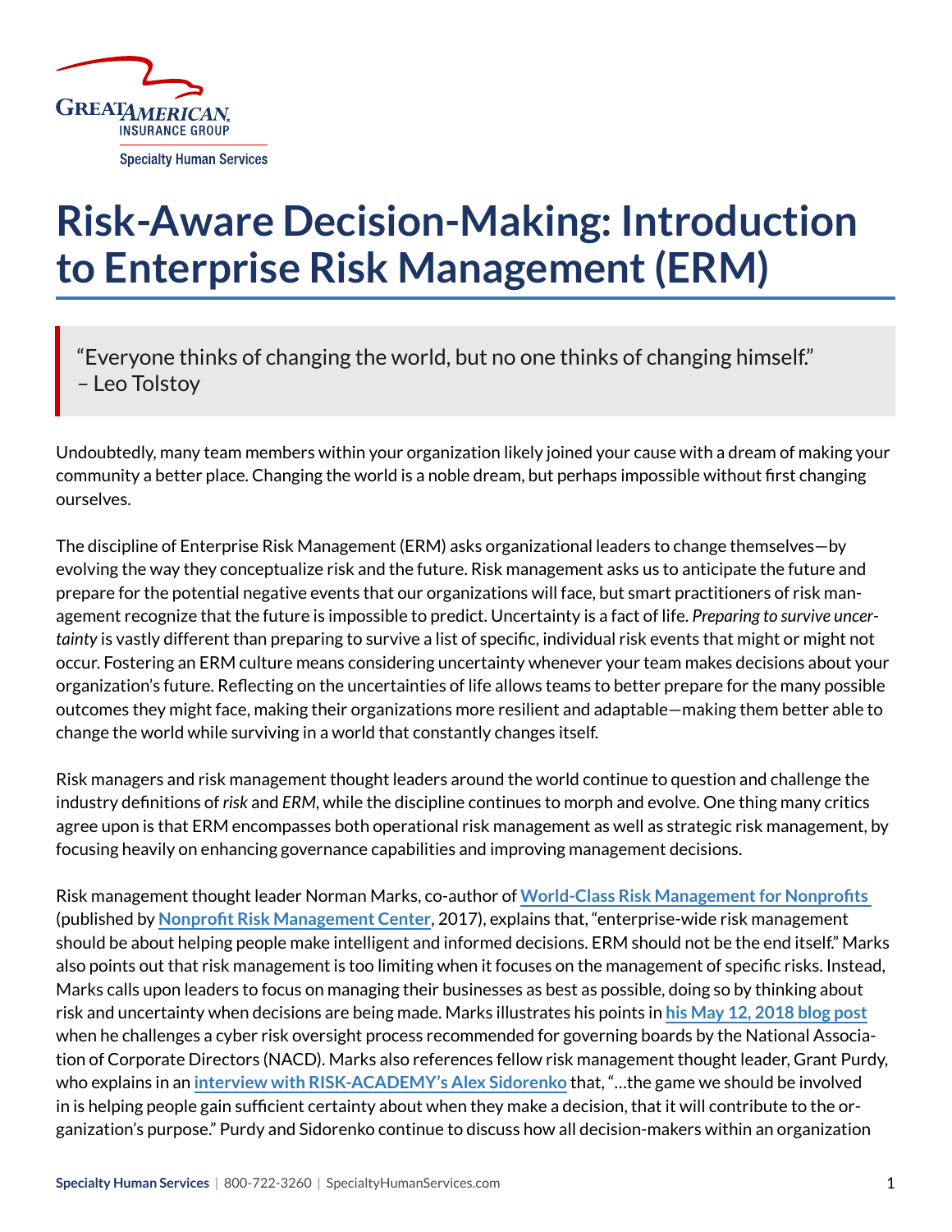# Risk-Aware Decision-Making: Introduction to Enterprise Risk Management (ERM)

> "Everyone thinks of changing the world, but no one thinks of changing himself."
> – Leo Tolstoy

Undoubtedly, many team members within your organization likely joined your cause with a dream of making your community a better place. Changing the world is a noble dream, but perhaps impossible without first changing ourselves.

The discipline of Enterprise Risk Management (ERM) asks organizational leaders to change themselves—by evolving the way they conceptualize risk and the future. Risk management asks us to anticipate the future and prepare for the potential negative events that our organizations will face, but smart practitioners of risk management recognize that the future is impossible to predict. Uncertainty is a fact of life. *Preparing to survive uncertainty* is vastly different than preparing to survive a list of specific, individual risk events that might or might not occur. Fostering an ERM culture means considering uncertainty whenever your team makes decisions about your organization's future. Reflecting on the uncertainties of life allows teams to better prepare for the many possible outcomes they might face, making their organizations more resilient and adaptable—making them better able to change the world while surviving in a world that constantly changes itself.

Risk managers and risk management thought leaders around the world continue to question and challenge the industry definitions of *risk* and *ERM*, while the discipline continues to morph and evolve. One thing many critics agree upon is that ERM encompasses both operational risk management as well as strategic risk management, by focusing heavily on enhancing governance capabilities and improving management decisions.

Risk management thought leader Norman Marks, co-author of **World-Class Risk Management for Nonprofits** (published by **Nonprofit Risk Management Center**, 2017), explains that, "enterprise-wide risk management should be about helping people make intelligent and informed decisions. ERM should not be the end itself." Marks also points out that risk management is too limiting when it focuses on the management of specific risks. Instead, Marks calls upon leaders to focus on managing their businesses as best as possible, doing so by thinking about risk and uncertainty when decisions are being made. Marks illustrates his points in **his May 12, 2018 blog post** when he challenges a cyber risk oversight process recommended for governing boards by the National Association of Corporate Directors (NACD). Marks also references fellow risk management thought leader, Grant Purdy, who explains in an **interview with RISK-ACADEMY's Alex Sidorenko** that, "…the game we should be involved in is helping people gain sufficient certainty about when they make a decision, that it will contribute to the organization's purpose." Purdy and Sidorenko continue to discuss how all decision-makers within an organization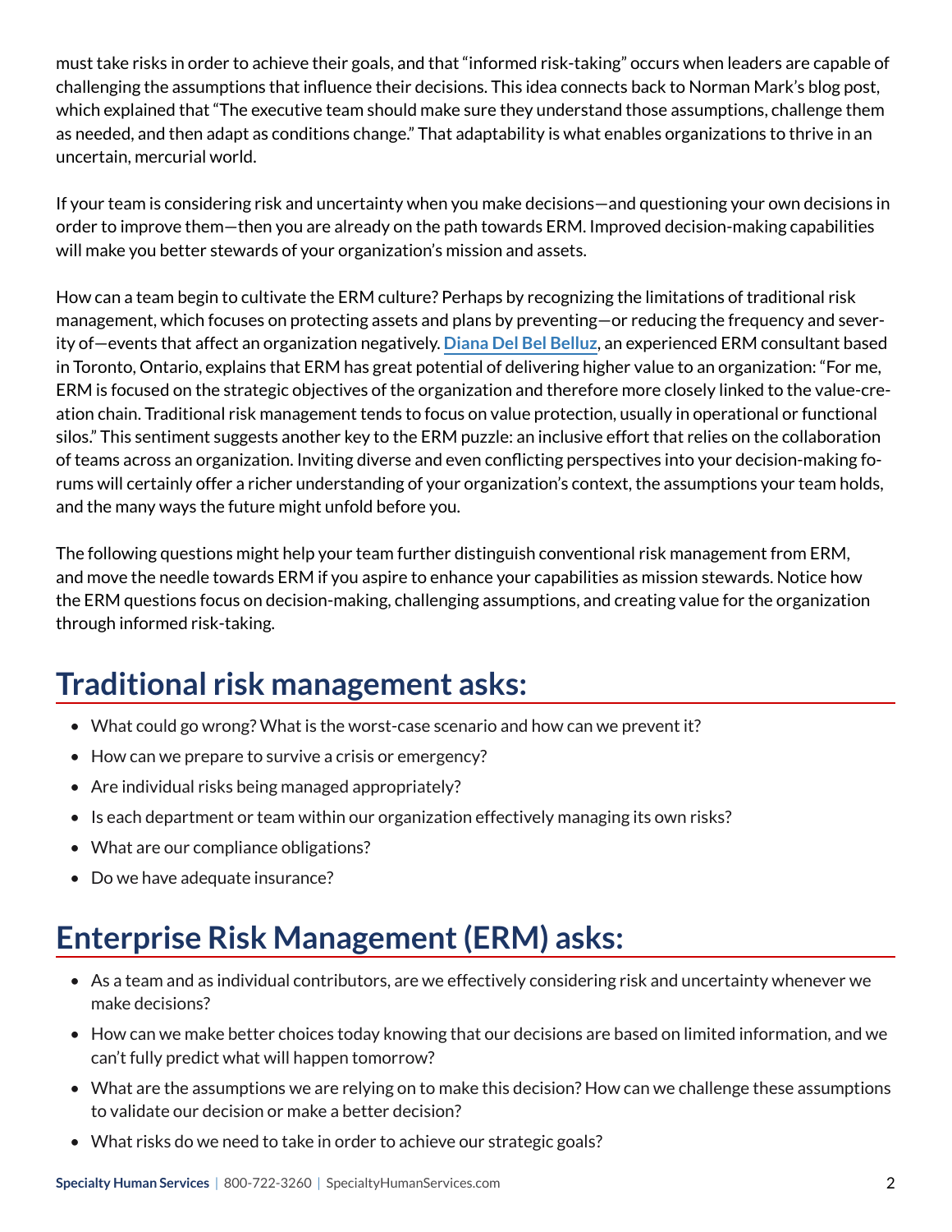must take risks in order to achieve their goals, and that "informed risk-taking" occurs when leaders are capable of challenging the assumptions that influence their decisions. This idea connects back to Norman Mark's blog post, which explained that "The executive team should make sure they understand those assumptions, challenge them as needed, and then adapt as conditions change." That adaptability is what enables organizations to thrive in an uncertain, mercurial world.

If your team is considering risk and uncertainty when you make decisions—and questioning your own decisions in order to improve them—then you are already on the path towards ERM. Improved decision-making capabilities will make you better stewards of your organization's mission and assets.

How can a team begin to cultivate the ERM culture? Perhaps by recognizing the limitations of traditional risk management, which focuses on protecting assets and plans by preventing—or reducing the frequency and severity of—events that affect an organization negatively. **Diana Del Bel Belluz**, an experienced ERM consultant based in Toronto, Ontario, explains that ERM has great potential of delivering higher value to an organization: "For me, ERM is focused on the strategic objectives of the organization and therefore more closely linked to the value-creation chain. Traditional risk management tends to focus on value protection, usually in operational or functional silos." This sentiment suggests another key to the ERM puzzle: an inclusive effort that relies on the collaboration of teams across an organization. Inviting diverse and even conflicting perspectives into your decision-making forums will certainly offer a richer understanding of your organization's context, the assumptions your team holds, and the many ways the future might unfold before you.

The following questions might help your team further distinguish conventional risk management from ERM, and move the needle towards ERM if you aspire to enhance your capabilities as mission stewards. Notice how the ERM questions focus on decision-making, challenging assumptions, and creating value for the organization through informed risk-taking.

## Traditional risk management asks:

- What could go wrong? What is the worst-case scenario and how can we prevent it?
- How can we prepare to survive a crisis or emergency?
- Are individual risks being managed appropriately?
- Is each department or team within our organization effectively managing its own risks?
- What are our compliance obligations?
- Do we have adequate insurance?

## Enterprise Risk Management (ERM) asks:

- As a team and as individual contributors, are we effectively considering risk and uncertainty whenever we make decisions?
- How can we make better choices today knowing that our decisions are based on limited information, and we can't fully predict what will happen tomorrow?
- What are the assumptions we are relying on to make this decision? How can we challenge these assumptions to validate our decision or make a better decision?
- What risks do we need to take in order to achieve our strategic goals?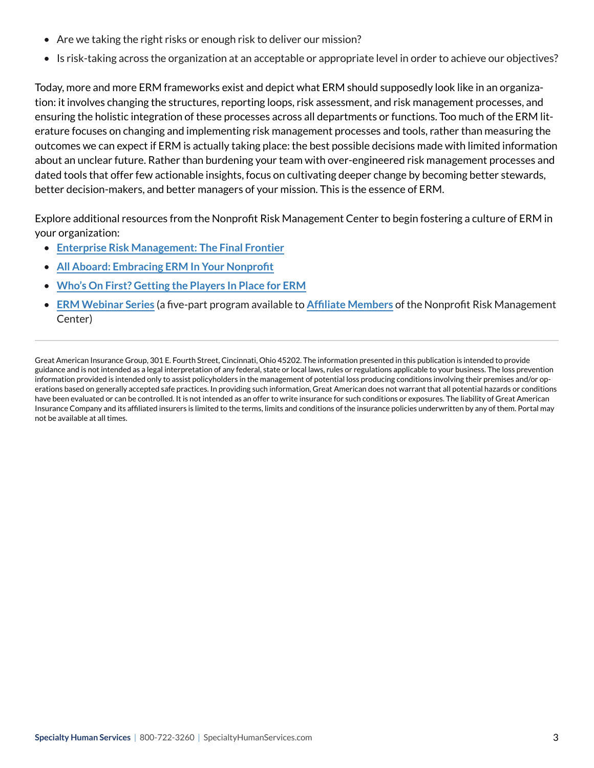- Are we taking the right risks or enough risk to deliver our mission?
- Is risk-taking across the organization at an acceptable or appropriate level in order to achieve our objectives?

Today, more and more ERM frameworks exist and depict what ERM should supposedly look like in an organization: it involves changing the structures, reporting loops, risk assessment, and risk management processes, and ensuring the holistic integration of these processes across all departments or functions. Too much of the ERM literature focuses on changing and implementing risk management processes and tools, rather than measuring the outcomes we can expect if ERM is actually taking place: the best possible decisions made with limited information about an unclear future. Rather than burdening your team with over-engineered risk management processes and dated tools that offer few actionable insights, focus on cultivating deeper change by becoming better stewards, better decision-makers, and better managers of your mission. This is the essence of ERM.

Explore additional resources from the Nonprofit Risk Management Center to begin fostering a culture of ERM in your organization:

- **Enterprise Risk Management: The Final Frontier**
- **All Aboard: Embracing ERM In Your Nonprofit**
- **Who's On First? Getting the Players In Place for ERM**
- **ERM Webinar Series** (a five-part program available to **Affiliate Members** of the Nonprofit Risk Management Center)

---

Great American Insurance Group, 301 E. Fourth Street, Cincinnati, Ohio 45202. The information presented in this publication is intended to provide guidance and is not intended as a legal interpretation of any federal, state or local laws, rules or regulations applicable to your business. The loss prevention information provided is intended only to assist policyholders in the management of potential loss producing conditions involving their premises and/or operations based on generally accepted safe practices. In providing such information, Great American does not warrant that all potential hazards or conditions have been evaluated or can be controlled. It is not intended as an offer to write insurance for such conditions or exposures. The liability of Great American Insurance Company and its affiliated insurers is limited to the terms, limits and conditions of the insurance policies underwritten by any of them. Portal may not be available at all times.